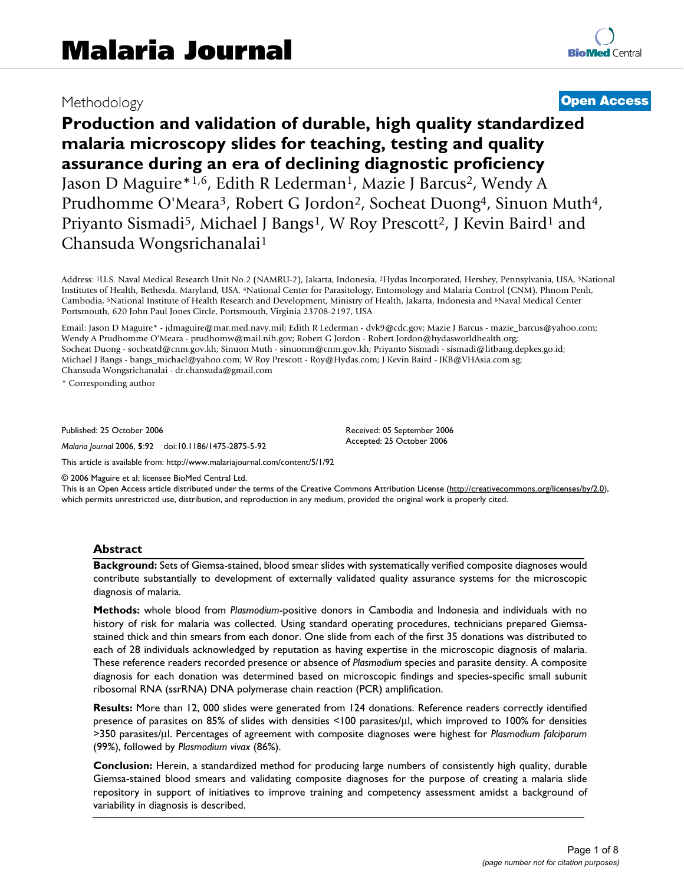# Malaria Journal

Methodology

**Open Access**

# Production and validation of durable, high quality standardized malaria microscopy slides for teaching, testing and quality assurance during an era of declining diagnostic proficiency

Jason D Maguire*[1,6], Edith R Lederman[1], Mazie J Barcus[2], Wendy A Prudhomme O'Meara[3], Robert G Jordon[2], Socheat Duong[4], Sinuon Muth[4], Priyanto Sismadi[5], Michael J Bangs[1], W Roy Prescott[2], J Kevin Baird[1] and Chansuda Wongsrichanalai[1]

Address: [1]U.S. Naval Medical Research Unit No.2 (NAMRU-2), Jakarta, Indonesia, [2]Hydas Incorporated, Hershey, Pennsylvania, USA, [3]National Institutes of Health, Bethesda, Maryland, USA, [4]National Center for Parasitology, Entomology and Malaria Control (CNM), Phnom Penh, Cambodia, [5]National Institute of Health Research and Development, Ministry of Health, Jakarta, Indonesia and [6]Naval Medical Center Portsmouth, 620 John Paul Jones Circle, Portsmouth, Virginia 23708-2197, USA

Email: Jason D Maguire* - jdmaguire@mar.med.navy.mil; Edith R Lederman - dvk9@cdc.gov; Mazie J Barcus - mazie_barcus@yahoo.com; Wendy A Prudhomme O'Meara - prudhomw@mail.nih.gov; Robert G Jordon - Robert.Jordon@hydasworldhealth.org; Socheat Duong - socheatd@cnm.gov.kh; Sinuon Muth - sinuonm@cnm.gov.kh; Priyanto Sismadi - sismadi@litbang.depkes.go.id; Michael J Bangs - bangs_michael@yahoo.com; W Roy Prescott - Roy@Hydas.com; J Kevin Baird - JKB@VHAsia.com.sg; Chansuda Wongsrichanalai - dr.chansuda@gmail.com

* Corresponding author

Published: 25 October 2006

*Malaria Journal* 2006, **5**:92 doi:10.1186/1475-2875-5-92

Received: 05 September 2006
Accepted: 25 October 2006

This article is available from: http://www.malariajournal.com/content/5/1/92

© 2006 Maguire et al; licensee BioMed Central Ltd.
This is an Open Access article distributed under the terms of the Creative Commons Attribution License (http://creativecommons.org/licenses/by/2.0), which permits unrestricted use, distribution, and reproduction in any medium, provided the original work is properly cited.

## Abstract

**Background:** Sets of Giemsa-stained, blood smear slides with systematically verified composite diagnoses would contribute substantially to development of externally validated quality assurance systems for the microscopic diagnosis of malaria.

**Methods:** whole blood from *Plasmodium*-positive donors in Cambodia and Indonesia and individuals with no history of risk for malaria was collected. Using standard operating procedures, technicians prepared Giemsa-stained thick and thin smears from each donor. One slide from each of the first 35 donations was distributed to each of 28 individuals acknowledged by reputation as having expertise in the microscopic diagnosis of malaria. These reference readers recorded presence or absence of *Plasmodium* species and parasite density. A composite diagnosis for each donation was determined based on microscopic findings and species-specific small subunit ribosomal RNA (ssrRNA) DNA polymerase chain reaction (PCR) amplification.

**Results:** More than 12, 000 slides were generated from 124 donations. Reference readers correctly identified presence of parasites on 85% of slides with densities <100 parasites/μl, which improved to 100% for densities >350 parasites/μl. Percentages of agreement with composite diagnoses were highest for *Plasmodium falciparum* (99%), followed by *Plasmodium vivax* (86%).

**Conclusion:** Herein, a standardized method for producing large numbers of consistently high quality, durable Giemsa-stained blood smears and validating composite diagnoses for the purpose of creating a malaria slide repository in support of initiatives to improve training and competency assessment amidst a background of variability in diagnosis is described.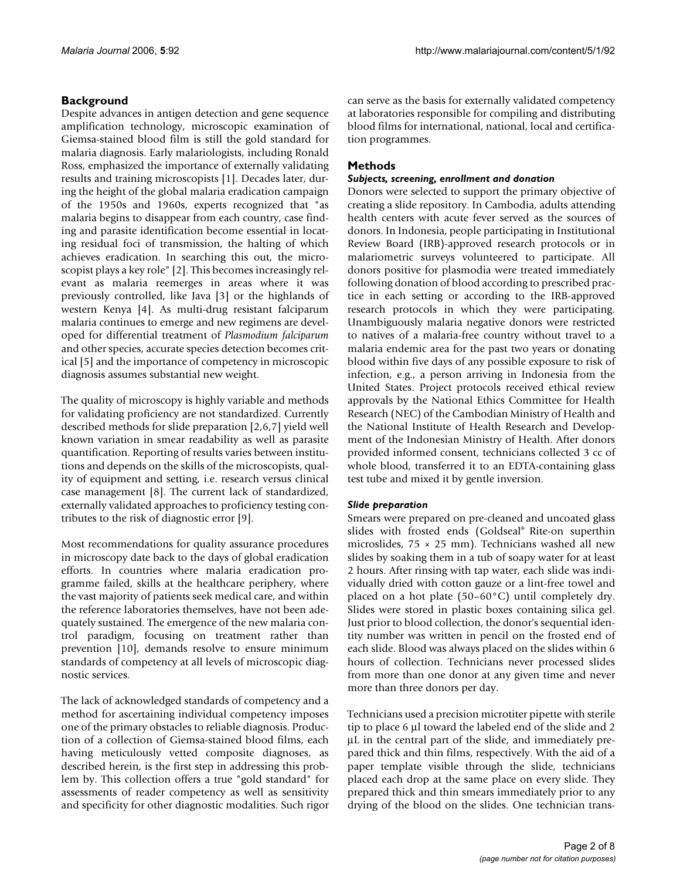## Background

Despite advances in antigen detection and gene sequence amplification technology, microscopic examination of Giemsa-stained blood film is still the gold standard for malaria diagnosis. Early malariologists, including Ronald Ross, emphasized the importance of externally validating results and training microscopists [1]. Decades later, during the height of the global malaria eradication campaign of the 1950s and 1960s, experts recognized that "as malaria begins to disappear from each country, case finding and parasite identification become essential in locating residual foci of transmission, the halting of which achieves eradication. In searching this out, the microscopist plays a key role" [2]. This becomes increasingly relevant as malaria reemerges in areas where it was previously controlled, like Java [3] or the highlands of western Kenya [4]. As multi-drug resistant falciparum malaria continues to emerge and new regimens are developed for differential treatment of *Plasmodium falciparum* and other species, accurate species detection becomes critical [5] and the importance of competency in microscopic diagnosis assumes substantial new weight.

The quality of microscopy is highly variable and methods for validating proficiency are not standardized. Currently described methods for slide preparation [2,6,7] yield well known variation in smear readability as well as parasite quantification. Reporting of results varies between institutions and depends on the skills of the microscopists, quality of equipment and setting, i.e. research versus clinical case management [8]. The current lack of standardized, externally validated approaches to proficiency testing contributes to the risk of diagnostic error [9].

Most recommendations for quality assurance procedures in microscopy date back to the days of global eradication efforts. In countries where malaria eradication programme failed, skills at the healthcare periphery, where the vast majority of patients seek medical care, and within the reference laboratories themselves, have not been adequately sustained. The emergence of the new malaria control paradigm, focusing on treatment rather than prevention [10], demands resolve to ensure minimum standards of competency at all levels of microscopic diagnostic services.

The lack of acknowledged standards of competency and a method for ascertaining individual competency imposes one of the primary obstacles to reliable diagnosis. Production of a collection of Giemsa-stained blood films, each having meticulously vetted composite diagnoses, as described herein, is the first step in addressing this problem by. This collection offers a true "gold standard" for assessments of reader competency as well as sensitivity and specificity for other diagnostic modalities. Such rigor can serve as the basis for externally validated competency at laboratories responsible for compiling and distributing blood films for international, national, local and certification programmes.

## Methods

### *Subjects, screening, enrollment and donation*

Donors were selected to support the primary objective of creating a slide repository. In Cambodia, adults attending health centers with acute fever served as the sources of donors. In Indonesia, people participating in Institutional Review Board (IRB)-approved research protocols or in malariometric surveys volunteered to participate. All donors positive for plasmodia were treated immediately following donation of blood according to prescribed practice in each setting or according to the IRB-approved research protocols in which they were participating. Unambiguously malaria negative donors were restricted to natives of a malaria-free country without travel to a malaria endemic area for the past two years or donating blood within five days of any possible exposure to risk of infection, e.g., a person arriving in Indonesia from the United States. Project protocols received ethical review approvals by the National Ethics Committee for Health Research (NEC) of the Cambodian Ministry of Health and the National Institute of Health Research and Development of the Indonesian Ministry of Health. After donors provided informed consent, technicians collected 3 cc of whole blood, transferred it to an EDTA-containing glass test tube and mixed it by gentle inversion.

### *Slide preparation*

Smears were prepared on pre-cleaned and uncoated glass slides with frosted ends (Goldseal® Rite-on superthin microslides, 75 × 25 mm). Technicians washed all new slides by soaking them in a tub of soapy water for at least 2 hours. After rinsing with tap water, each slide was individually dried with cotton gauze or a lint-free towel and placed on a hot plate (50–60°C) until completely dry. Slides were stored in plastic boxes containing silica gel. Just prior to blood collection, the donor's sequential identity number was written in pencil on the frosted end of each slide. Blood was always placed on the slides within 6 hours of collection. Technicians never processed slides from more than one donor at any given time and never more than three donors per day.

Technicians used a precision microtiter pipette with sterile tip to place 6 μl toward the labeled end of the slide and 2 μL in the central part of the slide, and immediately prepared thick and thin films, respectively. With the aid of a paper template visible through the slide, technicians placed each drop at the same place on every slide. They prepared thick and thin smears immediately prior to any drying of the blood on the slides. One technician trans-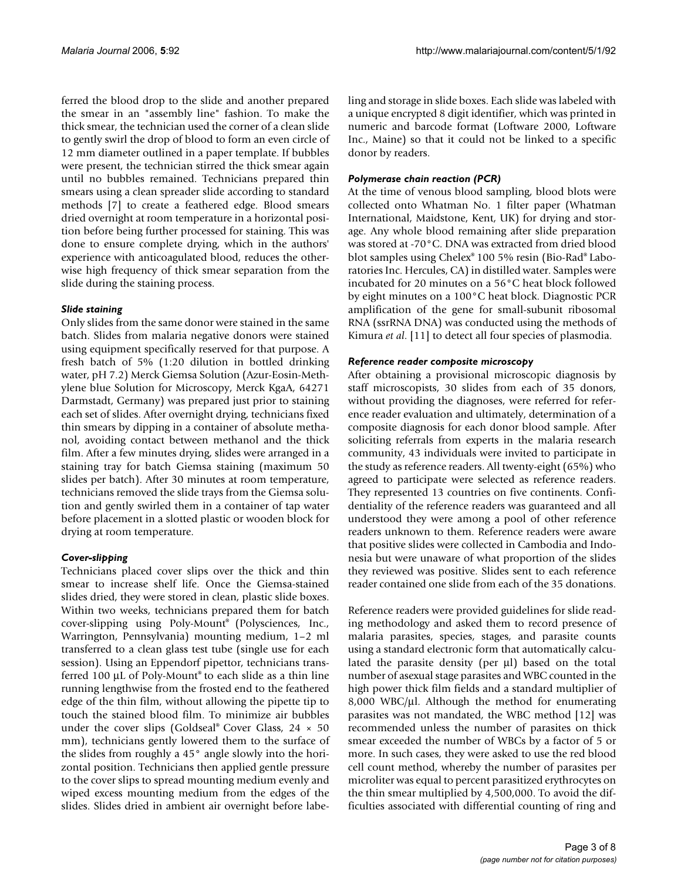ferred the blood drop to the slide and another prepared the smear in an "assembly line" fashion. To make the thick smear, the technician used the corner of a clean slide to gently swirl the drop of blood to form an even circle of 12 mm diameter outlined in a paper template. If bubbles were present, the technician stirred the thick smear again until no bubbles remained. Technicians prepared thin smears using a clean spreader slide according to standard methods [7] to create a feathered edge. Blood smears dried overnight at room temperature in a horizontal position before being further processed for staining. This was done to ensure complete drying, which in the authors' experience with anticoagulated blood, reduces the otherwise high frequency of thick smear separation from the slide during the staining process.

### *Slide staining*

Only slides from the same donor were stained in the same batch. Slides from malaria negative donors were stained using equipment specifically reserved for that purpose. A fresh batch of 5% (1:20 dilution in bottled drinking water, pH 7.2) Merck Giemsa Solution (Azur-Eosin-Methylene blue Solution for Microscopy, Merck KgaA, 64271 Darmstadt, Germany) was prepared just prior to staining each set of slides. After overnight drying, technicians fixed thin smears by dipping in a container of absolute methanol, avoiding contact between methanol and the thick film. After a few minutes drying, slides were arranged in a staining tray for batch Giemsa staining (maximum 50 slides per batch). After 30 minutes at room temperature, technicians removed the slide trays from the Giemsa solution and gently swirled them in a container of tap water before placement in a slotted plastic or wooden block for drying at room temperature.

### *Cover-slipping*

Technicians placed cover slips over the thick and thin smear to increase shelf life. Once the Giemsa-stained slides dried, they were stored in clean, plastic slide boxes. Within two weeks, technicians prepared them for batch cover-slipping using Poly-Mount® (Polysciences, Inc., Warrington, Pennsylvania) mounting medium, 1–2 ml transferred to a clean glass test tube (single use for each session). Using an Eppendorf pipettor, technicians transferred 100 µL of Poly-Mount® to each slide as a thin line running lengthwise from the frosted end to the feathered edge of the thin film, without allowing the pipette tip to touch the stained blood film. To minimize air bubbles under the cover slips (Goldseal® Cover Glass, 24 × 50 mm), technicians gently lowered them to the surface of the slides from roughly a 45° angle slowly into the horizontal position. Technicians then applied gentle pressure to the cover slips to spread mounting medium evenly and wiped excess mounting medium from the edges of the slides. Slides dried in ambient air overnight before labelling and storage in slide boxes. Each slide was labeled with a unique encrypted 8 digit identifier, which was printed in numeric and barcode format (Loftware 2000, Loftware Inc., Maine) so that it could not be linked to a specific donor by readers.

### *Polymerase chain reaction (PCR)*

At the time of venous blood sampling, blood blots were collected onto Whatman No. 1 filter paper (Whatman International, Maidstone, Kent, UK) for drying and storage. Any whole blood remaining after slide preparation was stored at -70°C. DNA was extracted from dried blood blot samples using Chelex® 100 5% resin (Bio-Rad® Laboratories Inc. Hercules, CA) in distilled water. Samples were incubated for 20 minutes on a 56°C heat block followed by eight minutes on a 100°C heat block. Diagnostic PCR amplification of the gene for small-subunit ribosomal RNA (ssrRNA DNA) was conducted using the methods of Kimura *et al*. [11] to detect all four species of plasmodia.

### *Reference reader composite microscopy*

After obtaining a provisional microscopic diagnosis by staff microscopists, 30 slides from each of 35 donors, without providing the diagnoses, were referred for reference reader evaluation and ultimately, determination of a composite diagnosis for each donor blood sample. After soliciting referrals from experts in the malaria research community, 43 individuals were invited to participate in the study as reference readers. All twenty-eight (65%) who agreed to participate were selected as reference readers. They represented 13 countries on five continents. Confidentiality of the reference readers was guaranteed and all understood they were among a pool of other reference readers unknown to them. Reference readers were aware that positive slides were collected in Cambodia and Indonesia but were unaware of what proportion of the slides they reviewed was positive. Slides sent to each reference reader contained one slide from each of the 35 donations.

Reference readers were provided guidelines for slide reading methodology and asked them to record presence of malaria parasites, species, stages, and parasite counts using a standard electronic form that automatically calculated the parasite density (per µl) based on the total number of asexual stage parasites and WBC counted in the high power thick film fields and a standard multiplier of 8,000 WBC/µl. Although the method for enumerating parasites was not mandated, the WBC method [12] was recommended unless the number of parasites on thick smear exceeded the number of WBCs by a factor of 5 or more. In such cases, they were asked to use the red blood cell count method, whereby the number of parasites per microliter was equal to percent parasitized erythrocytes on the thin smear multiplied by 4,500,000. To avoid the difficulties associated with differential counting of ring and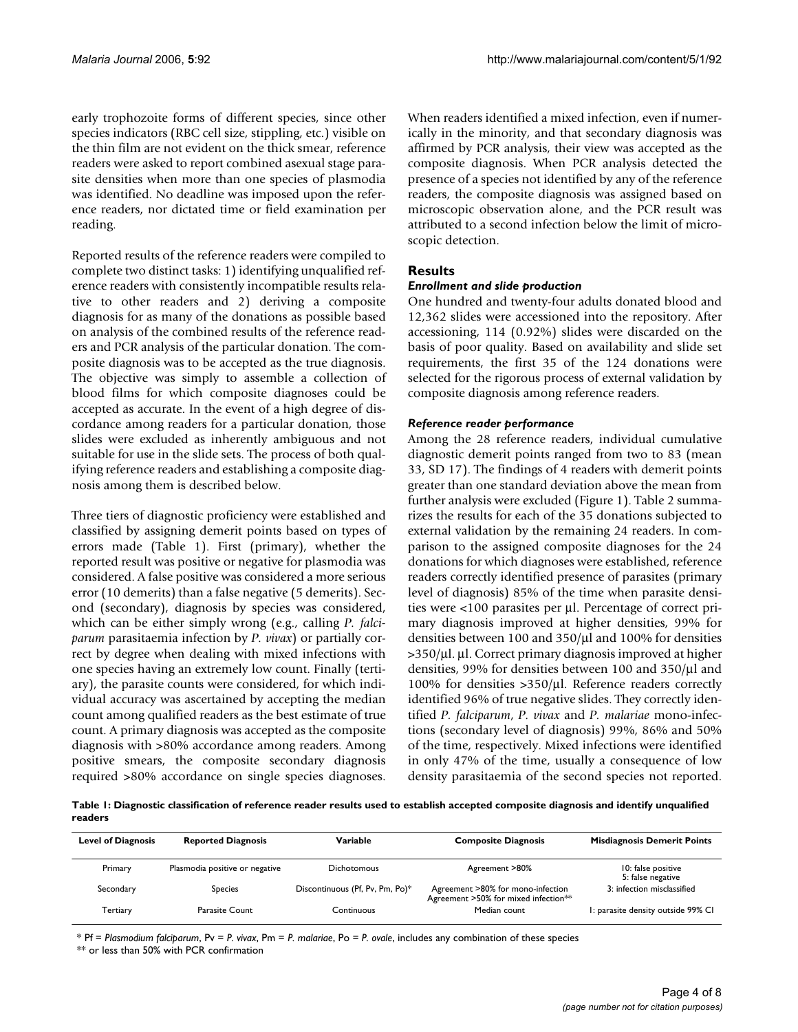early trophozoite forms of different species, since other species indicators (RBC cell size, stippling, etc.) visible on the thin film are not evident on the thick smear, reference readers were asked to report combined asexual stage parasite densities when more than one species of plasmodia was identified. No deadline was imposed upon the reference readers, nor dictated time or field examination per reading.

Reported results of the reference readers were compiled to complete two distinct tasks: 1) identifying unqualified reference readers with consistently incompatible results relative to other readers and 2) deriving a composite diagnosis for as many of the donations as possible based on analysis of the combined results of the reference readers and PCR analysis of the particular donation. The composite diagnosis was to be accepted as the true diagnosis. The objective was simply to assemble a collection of blood films for which composite diagnoses could be accepted as accurate. In the event of a high degree of discordance among readers for a particular donation, those slides were excluded as inherently ambiguous and not suitable for use in the slide sets. The process of both qualifying reference readers and establishing a composite diagnosis among them is described below.

Three tiers of diagnostic proficiency were established and classified by assigning demerit points based on types of errors made (Table 1). First (primary), whether the reported result was positive or negative for plasmodia was considered. A false positive was considered a more serious error (10 demerits) than a false negative (5 demerits). Second (secondary), diagnosis by species was considered, which can be either simply wrong (e.g., calling *P. falciparum* parasitaemia infection by *P. vivax*) or partially correct by degree when dealing with mixed infections with one species having an extremely low count. Finally (tertiary), the parasite counts were considered, for which individual accuracy was ascertained by accepting the median count among qualified readers as the best estimate of true count. A primary diagnosis was accepted as the composite diagnosis with >80% accordance among readers. Among positive smears, the composite secondary diagnosis required >80% accordance on single species diagnoses. When readers identified a mixed infection, even if numerically in the minority, and that secondary diagnosis was affirmed by PCR analysis, their view was accepted as the composite diagnosis. When PCR analysis detected the presence of a species not identified by any of the reference readers, the composite diagnosis was assigned based on microscopic observation alone, and the PCR result was attributed to a second infection below the limit of microscopic detection.

## Results

### *Enrollment and slide production*

One hundred and twenty-four adults donated blood and 12,362 slides were accessioned into the repository. After accessioning, 114 (0.92%) slides were discarded on the basis of poor quality. Based on availability and slide set requirements, the first 35 of the 124 donations were selected for the rigorous process of external validation by composite diagnosis among reference readers.

### *Reference reader performance*

Among the 28 reference readers, individual cumulative diagnostic demerit points ranged from two to 83 (mean 33, SD 17). The findings of 4 readers with demerit points greater than one standard deviation above the mean from further analysis were excluded (Figure 1). Table 2 summarizes the results for each of the 35 donations subjected to external validation by the remaining 24 readers. In comparison to the assigned composite diagnoses for the 24 donations for which diagnoses were established, reference readers correctly identified presence of parasites (primary level of diagnosis) 85% of the time when parasite densities were <100 parasites per µl. Percentage of correct primary diagnosis improved at higher densities, 99% for densities between 100 and 350/µl and 100% for densities >350/µl. µl. Correct primary diagnosis improved at higher densities, 99% for densities between 100 and 350/µl and 100% for densities >350/µl. Reference readers correctly identified 96% of true negative slides. They correctly identified *P. falciparum*, *P. vivax* and *P. malariae* mono-infections (secondary level of diagnosis) 99%, 86% and 50% of the time, respectively. Mixed infections were identified in only 47% of the time, usually a consequence of low density parasitaemia of the second species not reported.

**Table 1: Diagnostic classification of reference reader results used to establish accepted composite diagnosis and identify unqualified readers**

| Level of Diagnosis | Reported Diagnosis | Variable | Composite Diagnosis | Misdiagnosis Demerit Points |
|---|---|---|---|---|
| Primary | Plasmodia positive or negative | Dichotomous | Agreement >80% | 10: false positive<br>5: false negative |
| Secondary | Species | Discontinuous (Pf, Pv, Pm, Po)* | Agreement >80% for mono-infection<br>Agreement >50% for mixed infection** | 3: infection misclassified |
| Tertiary | Parasite Count | Continuous | Median count | 1: parasite density outside 99% CI |

\* Pf = *Plasmodium falciparum*, Pv = *P. vivax*, Pm = *P. malariae*, Po = *P. ovale*, includes any combination of these species

\*\* or less than 50% with PCR confirmation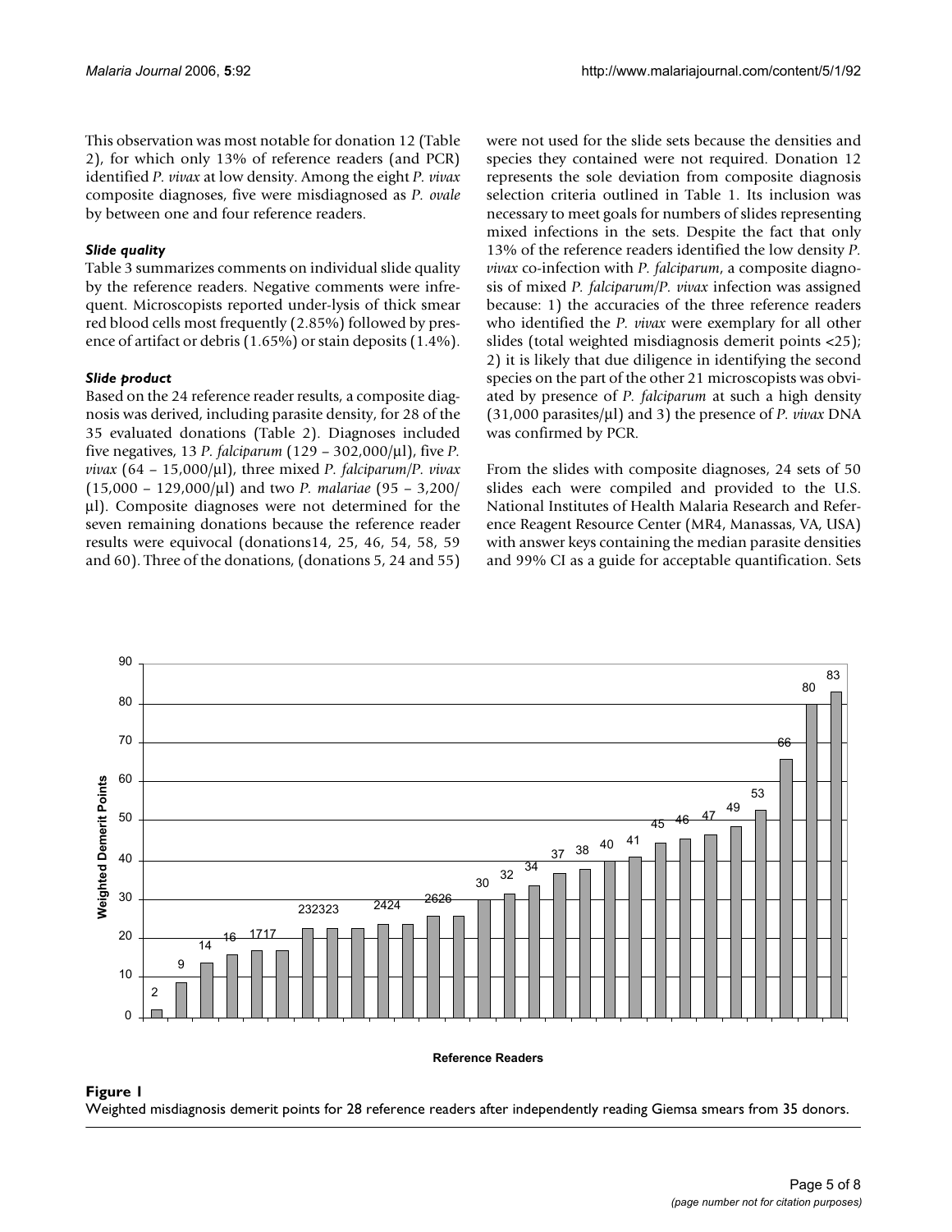This observation was most notable for donation 12 (Table 2), for which only 13% of reference readers (and PCR) identified *P. vivax* at low density. Among the eight *P. vivax* composite diagnoses, five were misdiagnosed as *P. ovale* by between one and four reference readers.

### *Slide quality*

Table 3 summarizes comments on individual slide quality by the reference readers. Negative comments were infrequent. Microscopists reported under-lysis of thick smear red blood cells most frequently (2.85%) followed by presence of artifact or debris (1.65%) or stain deposits (1.4%).

### *Slide product*

Based on the 24 reference reader results, a composite diagnosis was derived, including parasite density, for 28 of the 35 evaluated donations (Table 2). Diagnoses included five negatives, 13 *P. falciparum* (129 – 302,000/μl), five *P. vivax* (64 – 15,000/μl), three mixed *P. falciparum*/*P. vivax* (15,000 – 129,000/μl) and two *P. malariae* (95 – 3,200/μl). Composite diagnoses were not determined for the seven remaining donations because the reference reader results were equivocal (donations14, 25, 46, 54, 58, 59 and 60). Three of the donations, (donations 5, 24 and 55) were not used for the slide sets because the densities and species they contained were not required. Donation 12 represents the sole deviation from composite diagnosis selection criteria outlined in Table 1. Its inclusion was necessary to meet goals for numbers of slides representing mixed infections in the sets. Despite the fact that only 13% of the reference readers identified the low density *P. vivax* co-infection with *P. falciparum*, a composite diagnosis of mixed *P. falciparum*/*P. vivax* infection was assigned because: 1) the accuracies of the three reference readers who identified the *P. vivax* were exemplary for all other slides (total weighted misdiagnosis demerit points <25); 2) it is likely that due diligence in identifying the second species on the part of the other 21 microscopists was obviated by presence of *P. falciparum* at such a high density (31,000 parasites/μl) and 3) the presence of *P. vivax* DNA was confirmed by PCR.

From the slides with composite diagnoses, 24 sets of 50 slides each were compiled and provided to the U.S. National Institutes of Health Malaria Research and Reference Reagent Resource Center (MR4, Manassas, VA, USA) with answer keys containing the median parasite densities and 99% CI as a guide for acceptable quantification. Sets

**Figure 1**

Weighted misdiagnosis demerit points for 28 reference readers after independently reading Giemsa smears from 35 donors.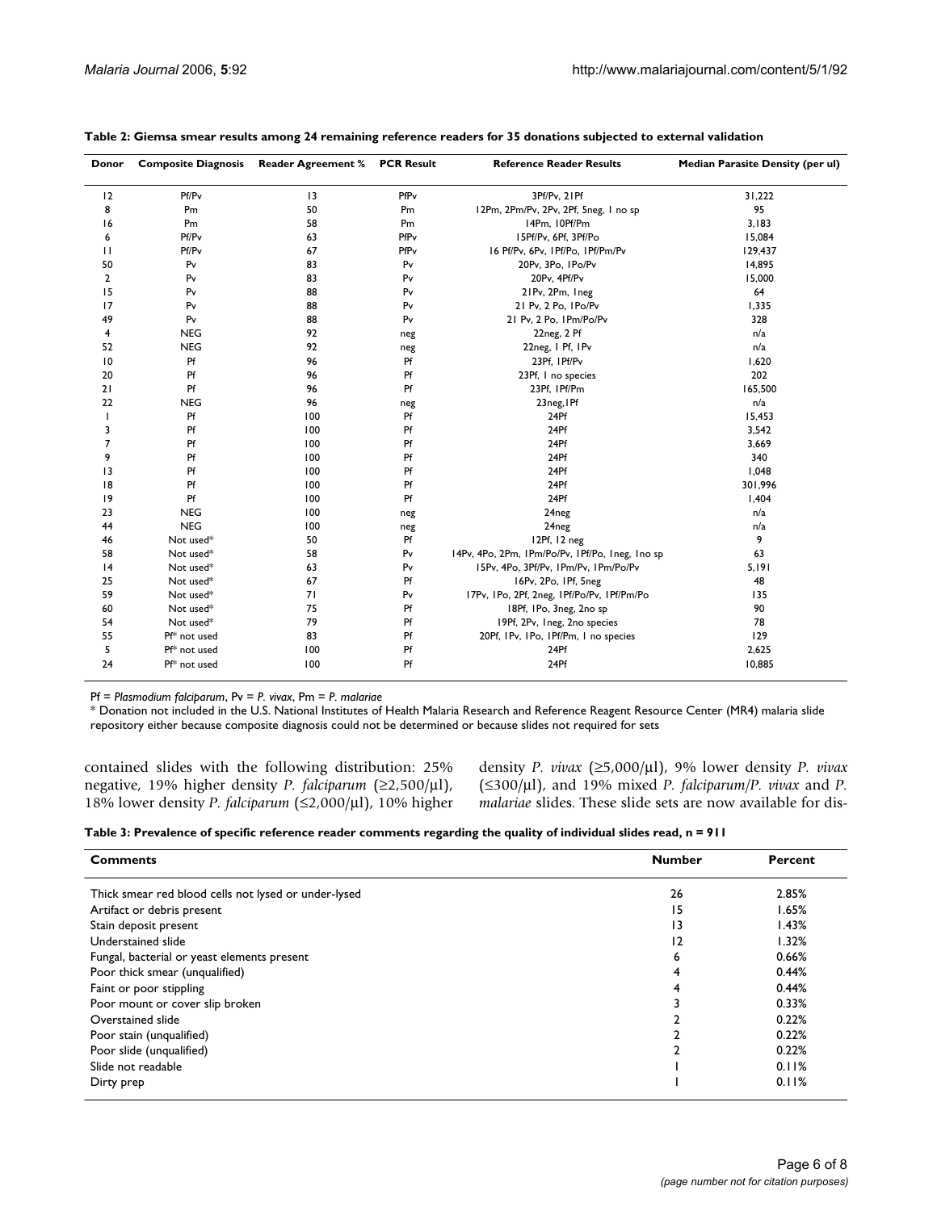**Table 2: Giemsa smear results among 24 remaining reference readers for 35 donations subjected to external validation**

| Donor | Composite Diagnosis | Reader Agreement % | PCR Result | Reference Reader Results | Median Parasite Density (per ul) |
|---|---|---|---|---|---|
| 12 | Pf/Pv | 13 | PfPv | 3Pf/Pv, 21Pf | 31,222 |
| 8 | Pm | 50 | Pm | 12Pm, 2Pm/Pv, 2Pv, 2Pf, 5neg, 1 no sp | 95 |
| 16 | Pm | 58 | Pm | 14Pm, 10Pf/Pm | 3,183 |
| 6 | Pf/Pv | 63 | PfPv | 15Pf/Pv, 6Pf, 3Pf/Po | 15,084 |
| 11 | Pf/Pv | 67 | PfPv | 16 Pf/Pv, 6Pv, 1Pf/Po, 1Pf/Pm/Pv | 129,437 |
| 50 | Pv | 83 | Pv | 20Pv, 3Po, 1Po/Pv | 14,895 |
| 2 | Pv | 83 | Pv | 20Pv, 4Pf/Pv | 15,000 |
| 15 | Pv | 88 | Pv | 21Pv, 2Pm, 1neg | 64 |
| 17 | Pv | 88 | Pv | 21 Pv, 2 Po, 1Po/Pv | 1,335 |
| 49 | Pv | 88 | Pv | 21 Pv, 2 Po, 1Pm/Po/Pv | 328 |
| 4 | NEG | 92 | neg | 22neg, 2 Pf | n/a |
| 52 | NEG | 92 | neg | 22neg, 1 Pf, 1Pv | n/a |
| 10 | Pf | 96 | Pf | 23Pf, 1Pf/Pv | 1,620 |
| 20 | Pf | 96 | Pf | 23Pf, 1 no species | 202 |
| 21 | Pf | 96 | Pf | 23Pf, 1Pf/Pm | 165,500 |
| 22 | NEG | 96 | neg | 23neg,1Pf | n/a |
| 1 | Pf | 100 | Pf | 24Pf | 15,453 |
| 3 | Pf | 100 | Pf | 24Pf | 3,542 |
| 7 | Pf | 100 | Pf | 24Pf | 3,669 |
| 9 | Pf | 100 | Pf | 24Pf | 340 |
| 13 | Pf | 100 | Pf | 24Pf | 1,048 |
| 18 | Pf | 100 | Pf | 24Pf | 301,996 |
| 19 | Pf | 100 | Pf | 24Pf | 1,404 |
| 23 | NEG | 100 | neg | 24neg | n/a |
| 44 | NEG | 100 | neg | 24neg | n/a |
| 46 | Not used* | 50 | Pf | 12Pf, 12 neg | 9 |
| 58 | Not used* | 58 | Pv | 14Pv, 4Po, 2Pm, 1Pm/Po/Pv, 1Pf/Po, 1neg, 1no sp | 63 |
| 14 | Not used* | 63 | Pv | 15Pv, 4Po, 3Pf/Pv, 1Pm/Pv, 1Pm/Po/Pv | 5,191 |
| 25 | Not used* | 67 | Pf | 16Pv, 2Po, 1Pf, 5neg | 48 |
| 59 | Not used* | 71 | Pv | 17Pv, 1Po, 2Pf, 2neg, 1Pf/Po/Pv, 1Pf/Pm/Po | 135 |
| 60 | Not used* | 75 | Pf | 18Pf, 1Po, 3neg, 2no sp | 90 |
| 54 | Not used* | 79 | Pf | 19Pf, 2Pv, 1neg, 2no species | 78 |
| 55 | Pf* not used | 83 | Pf | 20Pf, 1Pv, 1Po, 1Pf/Pm, 1 no species | 129 |
| 5 | Pf* not used | 100 | Pf | 24Pf | 2,625 |
| 24 | Pf* not used | 100 | Pf | 24Pf | 10,885 |

Pf = *Plasmodium falciparum*, Pv = *P. vivax*, Pm = *P. malariae*

\* Donation not included in the U.S. National Institutes of Health Malaria Research and Reference Reagent Resource Center (MR4) malaria slide repository either because composite diagnosis could not be determined or because slides not required for sets

contained slides with the following distribution: 25% negative, 19% higher density *P. falciparum* (≥2,500/μl), 18% lower density *P. falciparum* (≤2,000/μl), 10% higher density *P. vivax* (≥5,000/μl), 9% lower density *P. vivax* (≤300/μl), and 19% mixed *P. falciparum*/*P. vivax* and *P. malariae* slides. These slide sets are now available for dis-

**Table 3: Prevalence of specific reference reader comments regarding the quality of individual slides read, n = 911**

| Comments | Number | Percent |
|---|---|---|
| Thick smear red blood cells not lysed or under-lysed | 26 | 2.85% |
| Artifact or debris present | 15 | 1.65% |
| Stain deposit present | 13 | 1.43% |
| Understained slide | 12 | 1.32% |
| Fungal, bacterial or yeast elements present | 6 | 0.66% |
| Poor thick smear (unqualified) | 4 | 0.44% |
| Faint or poor stippling | 4 | 0.44% |
| Poor mount or cover slip broken | 3 | 0.33% |
| Overstained slide | 2 | 0.22% |
| Poor stain (unqualified) | 2 | 0.22% |
| Poor slide (unqualified) | 2 | 0.22% |
| Slide not readable | 1 | 0.11% |
| Dirty prep | 1 | 0.11% |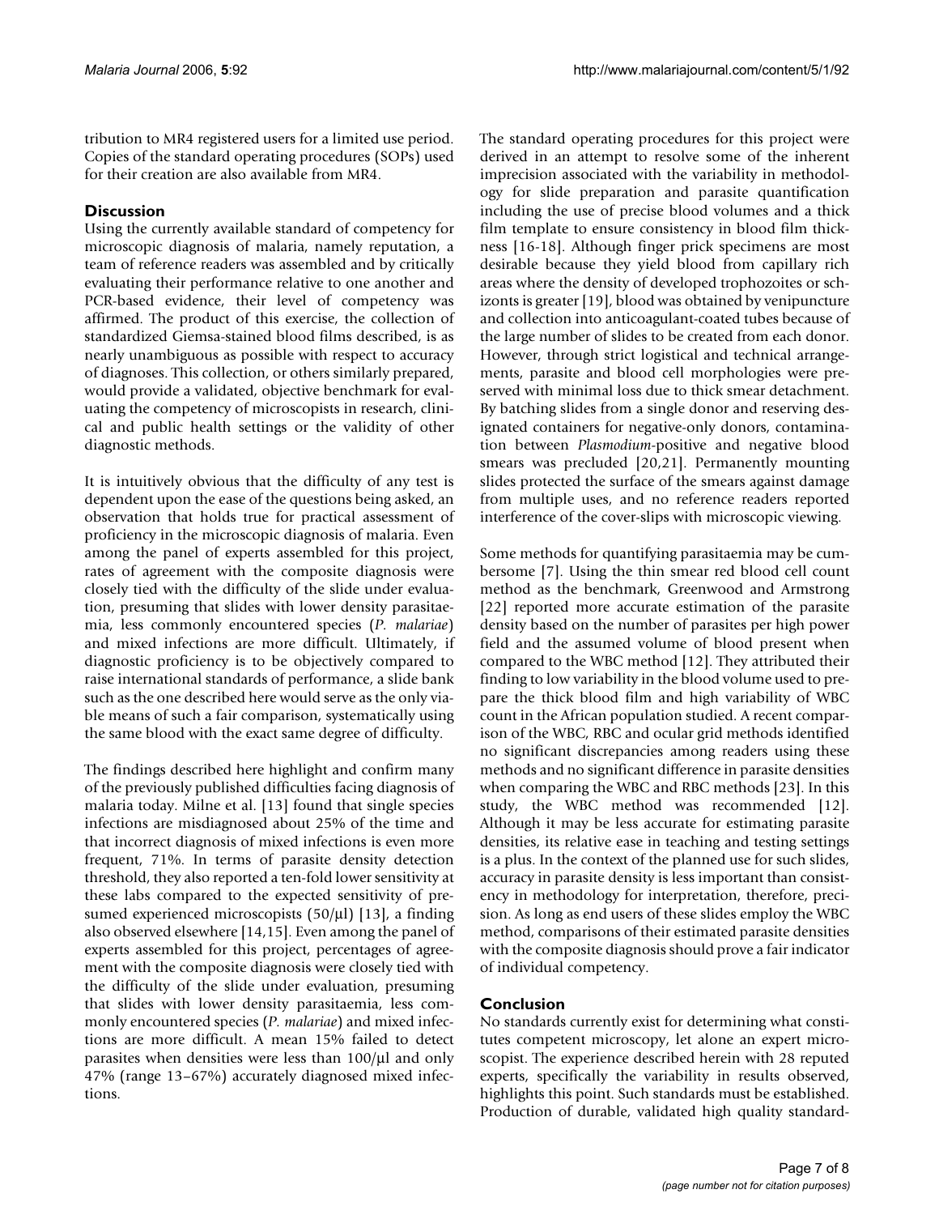tribution to MR4 registered users for a limited use period. Copies of the standard operating procedures (SOPs) used for their creation are also available from MR4.

## Discussion

Using the currently available standard of competency for microscopic diagnosis of malaria, namely reputation, a team of reference readers was assembled and by critically evaluating their performance relative to one another and PCR-based evidence, their level of competency was affirmed. The product of this exercise, the collection of standardized Giemsa-stained blood films described, is as nearly unambiguous as possible with respect to accuracy of diagnoses. This collection, or others similarly prepared, would provide a validated, objective benchmark for evaluating the competency of microscopists in research, clinical and public health settings or the validity of other diagnostic methods.

It is intuitively obvious that the difficulty of any test is dependent upon the ease of the questions being asked, an observation that holds true for practical assessment of proficiency in the microscopic diagnosis of malaria. Even among the panel of experts assembled for this project, rates of agreement with the composite diagnosis were closely tied with the difficulty of the slide under evaluation, presuming that slides with lower density parasitaemia, less commonly encountered species (*P. malariae*) and mixed infections are more difficult. Ultimately, if diagnostic proficiency is to be objectively compared to raise international standards of performance, a slide bank such as the one described here would serve as the only viable means of such a fair comparison, systematically using the same blood with the exact same degree of difficulty.

The findings described here highlight and confirm many of the previously published difficulties facing diagnosis of malaria today. Milne et al. [13] found that single species infections are misdiagnosed about 25% of the time and that incorrect diagnosis of mixed infections is even more frequent, 71%. In terms of parasite density detection threshold, they also reported a ten-fold lower sensitivity at these labs compared to the expected sensitivity of presumed experienced microscopists (50/μl) [13], a finding also observed elsewhere [14,15]. Even among the panel of experts assembled for this project, percentages of agreement with the composite diagnosis were closely tied with the difficulty of the slide under evaluation, presuming that slides with lower density parasitaemia, less commonly encountered species (*P. malariae*) and mixed infections are more difficult. A mean 15% failed to detect parasites when densities were less than 100/μl and only 47% (range 13–67%) accurately diagnosed mixed infections.

The standard operating procedures for this project were derived in an attempt to resolve some of the inherent imprecision associated with the variability in methodology for slide preparation and parasite quantification including the use of precise blood volumes and a thick film template to ensure consistency in blood film thickness [16-18]. Although finger prick specimens are most desirable because they yield blood from capillary rich areas where the density of developed trophozoites or schizonts is greater [19], blood was obtained by venipuncture and collection into anticoagulant-coated tubes because of the large number of slides to be created from each donor. However, through strict logistical and technical arrangements, parasite and blood cell morphologies were preserved with minimal loss due to thick smear detachment. By batching slides from a single donor and reserving designated containers for negative-only donors, contamination between *Plasmodium*-positive and negative blood smears was precluded [20,21]. Permanently mounting slides protected the surface of the smears against damage from multiple uses, and no reference readers reported interference of the cover-slips with microscopic viewing.

Some methods for quantifying parasitaemia may be cumbersome [7]. Using the thin smear red blood cell count method as the benchmark, Greenwood and Armstrong [22] reported more accurate estimation of the parasite density based on the number of parasites per high power field and the assumed volume of blood present when compared to the WBC method [12]. They attributed their finding to low variability in the blood volume used to prepare the thick blood film and high variability of WBC count in the African population studied. A recent comparison of the WBC, RBC and ocular grid methods identified no significant discrepancies among readers using these methods and no significant difference in parasite densities when comparing the WBC and RBC methods [23]. In this study, the WBC method was recommended [12]. Although it may be less accurate for estimating parasite densities, its relative ease in teaching and testing settings is a plus. In the context of the planned use for such slides, accuracy in parasite density is less important than consistency in methodology for interpretation, therefore, precision. As long as end users of these slides employ the WBC method, comparisons of their estimated parasite densities with the composite diagnosis should prove a fair indicator of individual competency.

## Conclusion

No standards currently exist for determining what constitutes competent microscopy, let alone an expert microscopist. The experience described herein with 28 reputed experts, specifically the variability in results observed, highlights this point. Such standards must be established. Production of durable, validated high quality standard-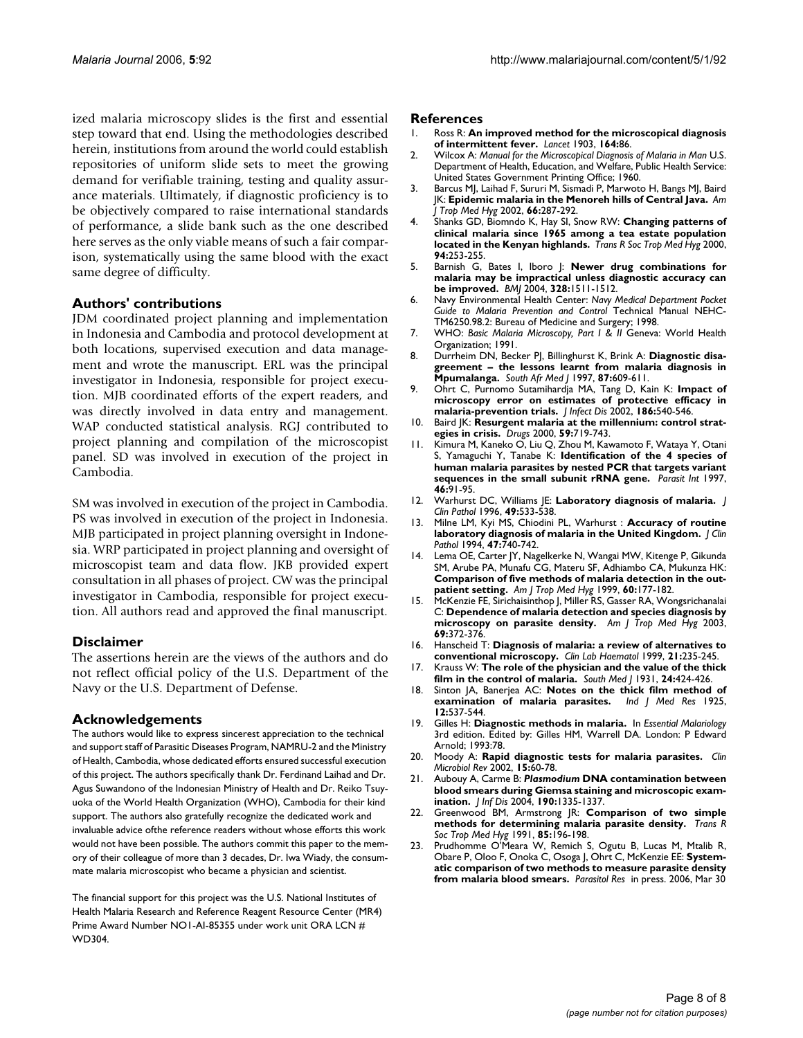ized malaria microscopy slides is the first and essential step toward that end. Using the methodologies described herein, institutions from around the world could establish repositories of uniform slide sets to meet the growing demand for verifiable training, testing and quality assurance materials. Ultimately, if diagnostic proficiency is to be objectively compared to raise international standards of performance, a slide bank such as the one described here serves as the only viable means of such a fair comparison, systematically using the same blood with the exact same degree of difficulty.

## Authors' contributions

JDM coordinated project planning and implementation in Indonesia and Cambodia and protocol development at both locations, supervised execution and data management and wrote the manuscript. ERL was the principal investigator in Indonesia, responsible for project execution. MJB coordinated efforts of the expert readers, and was directly involved in data entry and management. WAP conducted statistical analysis. RGJ contributed to project planning and compilation of the microscopist panel. SD was involved in execution of the project in Cambodia.

SM was involved in execution of the project in Cambodia. PS was involved in execution of the project in Indonesia. MJB participated in project planning oversight in Indonesia. WRP participated in project planning and oversight of microscopist team and data flow. JKB provided expert consultation in all phases of project. CW was the principal investigator in Cambodia, responsible for project execution. All authors read and approved the final manuscript.

## Disclaimer

The assertions herein are the views of the authors and do not reflect official policy of the U.S. Department of the Navy or the U.S. Department of Defense.

## Acknowledgements

The authors would like to express sincerest appreciation to the technical and support staff of Parasitic Diseases Program, NAMRU-2 and the Ministry of Health, Cambodia, whose dedicated efforts ensured successful execution of this project. The authors specifically thank Dr. Ferdinand Laihad and Dr. Agus Suwandono of the Indonesian Ministry of Health and Dr. Reiko Tsuyuoka of the World Health Organization (WHO), Cambodia for their kind support. The authors also gratefully recognize the dedicated work and invaluable advice ofthe reference readers without whose efforts this work would not have been possible. The authors commit this paper to the memory of their colleague of more than 3 decades, Dr. Iwa Wiady, the consummate malaria microscopist who became a physician and scientist.

The financial support for this project was the U.S. National Institutes of Health Malaria Research and Reference Reagent Resource Center (MR4) Prime Award Number NO1-AI-85355 under work unit ORA LCN # WD304.

## References

1. Ross R: **An improved method for the microscopical diagnosis of intermittent fever.** *Lancet* 1903, **164:**86.
2. Wilcox A: *Manual for the Microscopical Diagnosis of Malaria in Man* U.S. Department of Health, Education, and Welfare, Public Health Service: United States Government Printing Office; 1960.
3. Barcus MJ, Laihad F, Sururi M, Sismadi P, Marwoto H, Bangs MJ, Baird JK: **Epidemic malaria in the Menoreh hills of Central Java.** *Am J Trop Med Hyg* 2002, **66:**287-292.
4. Shanks GD, Biomndo K, Hay SI, Snow RW: **Changing patterns of clinical malaria since 1965 among a tea estate population located in the Kenyan highlands.** *Trans R Soc Trop Med Hyg* 2000, **94:**253-255.
5. Barnish G, Bates I, Iboro J: **Newer drug combinations for malaria may be impractical unless diagnostic accuracy can be improved.** *BMJ* 2004, **328:**1511-1512.
6. Navy Environmental Health Center: *Navy Medical Department Pocket Guide to Malaria Prevention and Control* Technical Manual NEHC-TM6250.98.2: Bureau of Medicine and Surgery; 1998.
7. WHO: *Basic Malaria Microscopy, Part I & II* Geneva: World Health Organization; 1991.
8. Durrheim DN, Becker PJ, Billinghurst K, Brink A: **Diagnostic disagreement – the lessons learnt from malaria diagnosis in Mpumalanga.** *South Afr Med J* 1997, **87:**609-611.
9. Ohrt C, Purnomo Sutamihardja MA, Tang D, Kain K: **Impact of microscopy error on estimates of protective efficacy in malaria-prevention trials.** *J Infect Dis* 2002, **186:**540-546.
10. Baird JK: **Resurgent malaria at the millennium: control strategies in crisis.** *Drugs* 2000, **59:**719-743.
11. Kimura M, Kaneko O, Liu Q, Zhou M, Kawamoto F, Wataya Y, Otani S, Yamaguchi Y, Tanabe K: **Identification of the 4 species of human malaria parasites by nested PCR that targets variant sequences in the small subunit rRNA gene.** *Parasit Int* 1997, **46:**91-95.
12. Warhurst DC, Williams JE: **Laboratory diagnosis of malaria.** *J Clin Pathol* 1996, **49:**533-538.
13. Milne LM, Kyi MS, Chiodini PL, Warhurst : **Accuracy of routine laboratory diagnosis of malaria in the United Kingdom.** *J Clin Pathol* 1994, **47:**740-742.
14. Lema OE, Carter JY, Nagelkerke N, Wangai MW, Kitenge P, Gikunda SM, Arube PA, Munafu CG, Materu SF, Adhiambo CA, Mukunza HK: **Comparison of five methods of malaria detection in the outpatient setting.** *Am J Trop Med Hyg* 1999, **60:**177-182.
15. McKenzie FE, Sirichaisinthop J, Miller RS, Gasser RA, Wongsrichanalai C: **Dependence of malaria detection and species diagnosis by microscopy on parasite density.** *Am J Trop Med Hyg* 2003, **69:**372-376.
16. Hanscheid T: **Diagnosis of malaria: a review of alternatives to conventional microscopy.** *Clin Lab Haematol* 1999, **21:**235-245.
17. Krauss W: **The role of the physician and the value of the thick film in the control of malaria.** *South Med J* 1931, **24:**424-426.
18. Sinton JA, Banerjea AC: **Notes on the thick film method of examination of malaria parasites.** *Ind J Med Res* 1925, **12:**537-544.
19. Gilles H: **Diagnostic methods in malaria.** In *Essential Malariology* 3rd edition. Edited by: Gilles HM, Warrell DA. London: P Edward Arnold; 1993:78.
20. Moody A: **Rapid diagnostic tests for malaria parasites.** *Clin Microbiol Rev* 2002, **15:**60-78.
21. Aubouy A, Carme B: ***Plasmodium* DNA contamination between blood smears during Giemsa staining and microscopic examination.** *J Inf Dis* 2004, **190:**1335-1337.
22. Greenwood BM, Armstrong JR: **Comparison of two simple methods for determining malaria parasite density.** *Trans R Soc Trop Med Hyg* 1991, **85:**196-198.
23. Prudhomme O'Meara W, Remich S, Ogutu B, Lucas M, Mtalib R, Obare P, Oloo F, Onoka C, Osoga J, Ohrt C, McKenzie EE: **Systematic comparison of two methods to measure parasite density from malaria blood smears.** *Parasitol Res* in press. 2006, Mar 30